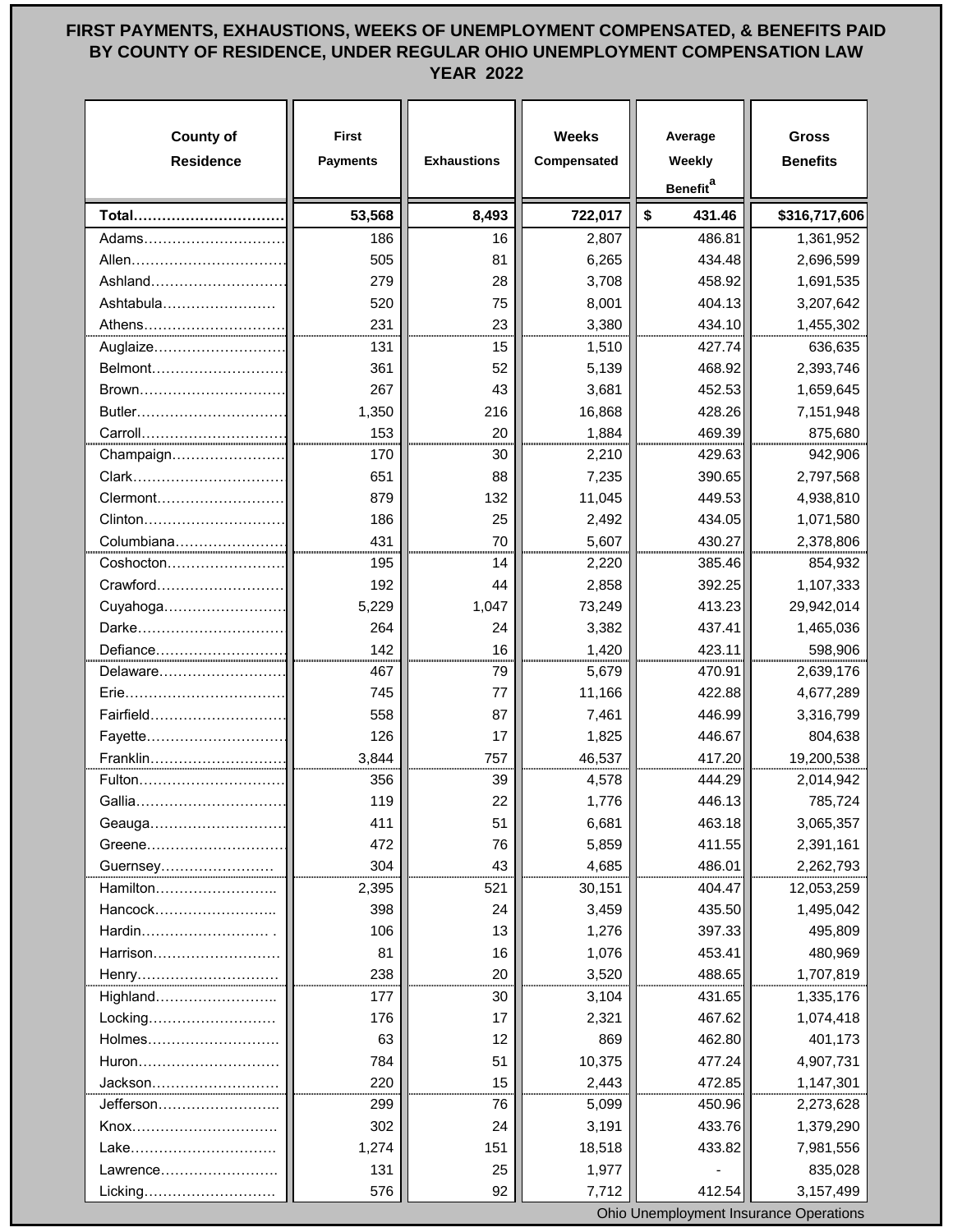# FIRST PAYMENTS, EXHAUSTIONS, WEEKS OF UNEMPLOYMENT COMPENSATED, & BENEFITS PAID BY COUNTY OF RESIDENCE, UNDER REGULAR OHIO UNEMPLOYMENT COMPENSATION LAW YEAR 2022

| County of Residence | First Payments | Exhaustions | Weeks Compensated | Average Weekly Benefit[a] | Gross Benefits |
|---|---|---|---|---|---|
| **Total** | **53,568** | **8,493** | **722,017** | **$ 431.46** | **$316,717,606** |
| Adams | 186 | 16 | 2,807 | 486.81 | 1,361,952 |
| Allen | 505 | 81 | 6,265 | 434.48 | 2,696,599 |
| Ashland | 279 | 28 | 3,708 | 458.92 | 1,691,535 |
| Ashtabula | 520 | 75 | 8,001 | 404.13 | 3,207,642 |
| Athens | 231 | 23 | 3,380 | 434.10 | 1,455,302 |
| Auglaize | 131 | 15 | 1,510 | 427.74 | 636,635 |
| Belmont | 361 | 52 | 5,139 | 468.92 | 2,393,746 |
| Brown | 267 | 43 | 3,681 | 452.53 | 1,659,645 |
| Butler | 1,350 | 216 | 16,868 | 428.26 | 7,151,948 |
| Carroll | 153 | 20 | 1,884 | 469.39 | 875,680 |
| Champaign | 170 | 30 | 2,210 | 429.63 | 942,906 |
| Clark | 651 | 88 | 7,235 | 390.65 | 2,797,568 |
| Clermont | 879 | 132 | 11,045 | 449.53 | 4,938,810 |
| Clinton | 186 | 25 | 2,492 | 434.05 | 1,071,580 |
| Columbiana | 431 | 70 | 5,607 | 430.27 | 2,378,806 |
| Coshocton | 195 | 14 | 2,220 | 385.46 | 854,932 |
| Crawford | 192 | 44 | 2,858 | 392.25 | 1,107,333 |
| Cuyahoga | 5,229 | 1,047 | 73,249 | 413.23 | 29,942,014 |
| Darke | 264 | 24 | 3,382 | 437.41 | 1,465,036 |
| Defiance | 142 | 16 | 1,420 | 423.11 | 598,906 |
| Delaware | 467 | 79 | 5,679 | 470.91 | 2,639,176 |
| Erie | 745 | 77 | 11,166 | 422.88 | 4,677,289 |
| Fairfield | 558 | 87 | 7,461 | 446.99 | 3,316,799 |
| Fayette | 126 | 17 | 1,825 | 446.67 | 804,638 |
| Franklin | 3,844 | 757 | 46,537 | 417.20 | 19,200,538 |
| Fulton | 356 | 39 | 4,578 | 444.29 | 2,014,942 |
| Gallia | 119 | 22 | 1,776 | 446.13 | 785,724 |
| Geauga | 411 | 51 | 6,681 | 463.18 | 3,065,357 |
| Greene | 472 | 76 | 5,859 | 411.55 | 2,391,161 |
| Guernsey | 304 | 43 | 4,685 | 486.01 | 2,262,793 |
| Hamilton | 2,395 | 521 | 30,151 | 404.47 | 12,053,259 |
| Hancock | 398 | 24 | 3,459 | 435.50 | 1,495,042 |
| Hardin | 106 | 13 | 1,276 | 397.33 | 495,809 |
| Harrison | 81 | 16 | 1,076 | 453.41 | 480,969 |
| Henry | 238 | 20 | 3,520 | 488.65 | 1,707,819 |
| Highland | 177 | 30 | 3,104 | 431.65 | 1,335,176 |
| Locking | 176 | 17 | 2,321 | 467.62 | 1,074,418 |
| Holmes | 63 | 12 | 869 | 462.80 | 401,173 |
| Huron | 784 | 51 | 10,375 | 477.24 | 4,907,731 |
| Jackson | 220 | 15 | 2,443 | 472.85 | 1,147,301 |
| Jefferson | 299 | 76 | 5,099 | 450.96 | 2,273,628 |
| Knox | 302 | 24 | 3,191 | 433.76 | 1,379,290 |
| Lake | 1,274 | 151 | 18,518 | 433.82 | 7,981,556 |
| Lawrence | 131 | 25 | 1,977 | - | 835,028 |
| Licking | 576 | 92 | 7,712 | 412.54 | 3,157,499 |

Ohio Unemployment Insurance Operations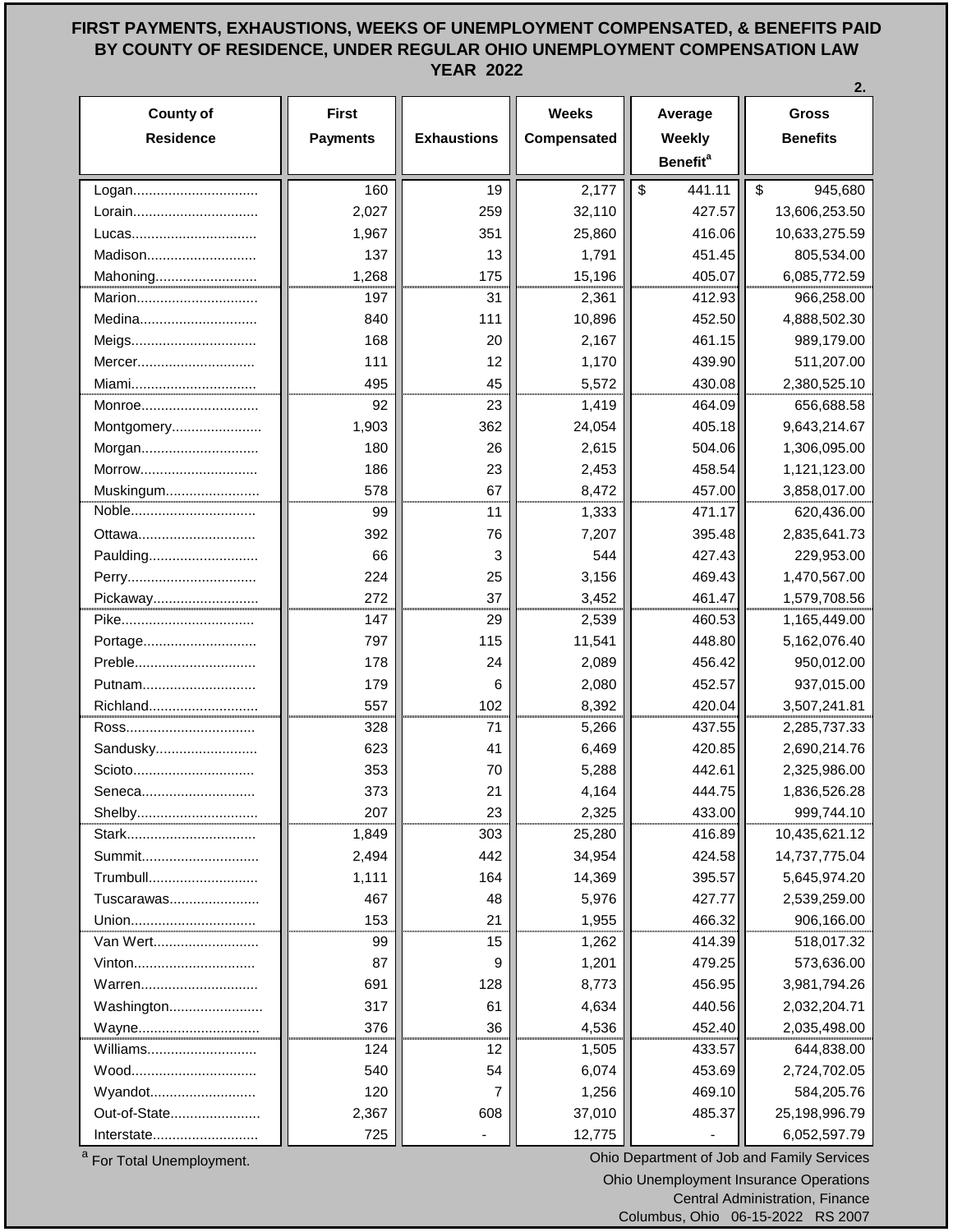# FIRST PAYMENTS, EXHAUSTIONS, WEEKS OF UNEMPLOYMENT COMPENSATED, & BENEFITS PAID BY COUNTY OF RESIDENCE, UNDER REGULAR OHIO UNEMPLOYMENT COMPENSATION LAW

## YEAR 2022

| County of Residence | First Payments | Exhaustions | Weeks Compensated | Average Weekly Benefit[a] | Gross Benefits |
|---|---|---|---|---|---|
| Logan | 160 | 19 | 2,177 | $ 441.11 | $ 945,680 |
| Lorain | 2,027 | 259 | 32,110 | 427.57 | 13,606,253.50 |
| Lucas | 1,967 | 351 | 25,860 | 416.06 | 10,633,275.59 |
| Madison | 137 | 13 | 1,791 | 451.45 | 805,534.00 |
| Mahoning | 1,268 | 175 | 15,196 | 405.07 | 6,085,772.59 |
| Marion | 197 | 31 | 2,361 | 412.93 | 966,258.00 |
| Medina | 840 | 111 | 10,896 | 452.50 | 4,888,502.30 |
| Meigs | 168 | 20 | 2,167 | 461.15 | 989,179.00 |
| Mercer | 111 | 12 | 1,170 | 439.90 | 511,207.00 |
| Miami | 495 | 45 | 5,572 | 430.08 | 2,380,525.10 |
| Monroe | 92 | 23 | 1,419 | 464.09 | 656,688.58 |
| Montgomery | 1,903 | 362 | 24,054 | 405.18 | 9,643,214.67 |
| Morgan | 180 | 26 | 2,615 | 504.06 | 1,306,095.00 |
| Morrow | 186 | 23 | 2,453 | 458.54 | 1,121,123.00 |
| Muskingum | 578 | 67 | 8,472 | 457.00 | 3,858,017.00 |
| Noble | 99 | 11 | 1,333 | 471.17 | 620,436.00 |
| Ottawa | 392 | 76 | 7,207 | 395.48 | 2,835,641.73 |
| Paulding | 66 | 3 | 544 | 427.43 | 229,953.00 |
| Perry | 224 | 25 | 3,156 | 469.43 | 1,470,567.00 |
| Pickaway | 272 | 37 | 3,452 | 461.47 | 1,579,708.56 |
| Pike | 147 | 29 | 2,539 | 460.53 | 1,165,449.00 |
| Portage | 797 | 115 | 11,541 | 448.80 | 5,162,076.40 |
| Preble | 178 | 24 | 2,089 | 456.42 | 950,012.00 |
| Putnam | 179 | 6 | 2,080 | 452.57 | 937,015.00 |
| Richland | 557 | 102 | 8,392 | 420.04 | 3,507,241.81 |
| Ross | 328 | 71 | 5,266 | 437.55 | 2,285,737.33 |
| Sandusky | 623 | 41 | 6,469 | 420.85 | 2,690,214.76 |
| Scioto | 353 | 70 | 5,288 | 442.61 | 2,325,986.00 |
| Seneca | 373 | 21 | 4,164 | 444.75 | 1,836,526.28 |
| Shelby | 207 | 23 | 2,325 | 433.00 | 999,744.10 |
| Stark | 1,849 | 303 | 25,280 | 416.89 | 10,435,621.12 |
| Summit | 2,494 | 442 | 34,954 | 424.58 | 14,737,775.04 |
| Trumbull | 1,111 | 164 | 14,369 | 395.57 | 5,645,974.20 |
| Tuscarawas | 467 | 48 | 5,976 | 427.77 | 2,539,259.00 |
| Union | 153 | 21 | 1,955 | 466.32 | 906,166.00 |
| Van Wert | 99 | 15 | 1,262 | 414.39 | 518,017.32 |
| Vinton | 87 | 9 | 1,201 | 479.25 | 573,636.00 |
| Warren | 691 | 128 | 8,773 | 456.95 | 3,981,794.26 |
| Washington | 317 | 61 | 4,634 | 440.56 | 2,032,204.71 |
| Wayne | 376 | 36 | 4,536 | 452.40 | 2,035,498.00 |
| Williams | 124 | 12 | 1,505 | 433.57 | 644,838.00 |
| Wood | 540 | 54 | 6,074 | 453.69 | 2,724,702.05 |
| Wyandot | 120 | 7 | 1,256 | 469.10 | 584,205.76 |
| Out-of-State | 2,367 | 608 | 37,010 | 485.37 | 25,198,996.79 |
| Interstate | 725 | - | 12,775 | - | 6,052,597.79 |

[a] For Total Unemployment.

Ohio Department of Job and Family Services
Ohio Unemployment Insurance Operations
Central Administration, Finance
Columbus, Ohio 06-15-2022 RS 2007